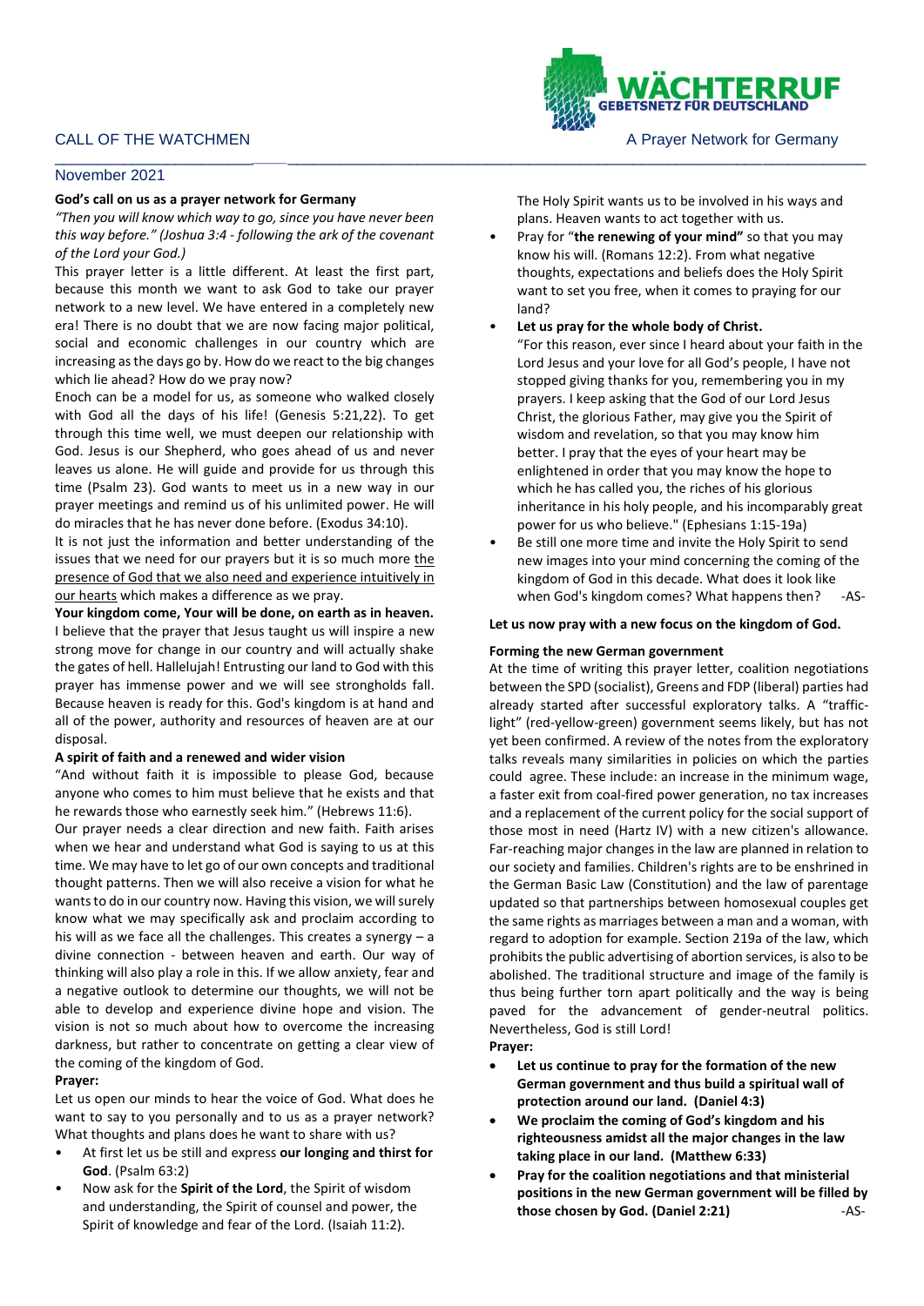CALL OF THE WATCHMEN — A Prayer Network for Germany

WÄCHTERRUF — GEBETSNETZ FÜR DEUTSCHLAND

November 2021

**God's call on us as a prayer network for Germany**

*"Then you will know which way to go, since you have never been this way before." (Joshua 3:4 - following the ark of the covenant of the Lord your God.)*

This prayer letter is a little different. At least the first part, because this month we want to ask God to take our prayer network to a new level. We have entered in a completely new era! There is no doubt that we are now facing major political, social and economic challenges in our country which are increasing as the days go by. How do we react to the big changes which lie ahead? How do we pray now?

Enoch can be a model for us, as someone who walked closely with God all the days of his life! (Genesis 5:21,22). To get through this time well, we must deepen our relationship with God. Jesus is our Shepherd, who goes ahead of us and never leaves us alone. He will guide and provide for us through this time (Psalm 23). God wants to meet us in a new way in our prayer meetings and remind us of his unlimited power. He will do miracles that he has never done before. (Exodus 34:10).

It is not just the information and better understanding of the issues that we need for our prayers but it is so much more the presence of God that we also need and experience intuitively in our hearts which makes a difference as we pray.

**Your kingdom come, Your will be done, on earth as in heaven.** I believe that the prayer that Jesus taught us will inspire a new strong move for change in our country and will actually shake the gates of hell. Hallelujah! Entrusting our land to God with this prayer has immense power and we will see strongholds fall. Because heaven is ready for this. God's kingdom is at hand and all of the power, authority and resources of heaven are at our disposal.

**A spirit of faith and a renewed and wider vision**

"And without faith it is impossible to please God, because anyone who comes to him must believe that he exists and that he rewards those who earnestly seek him." (Hebrews 11:6).

Our prayer needs a clear direction and new faith. Faith arises when we hear and understand what God is saying to us at this time. We may have to let go of our own concepts and traditional thought patterns. Then we will also receive a vision for what he wants to do in our country now. Having this vision, we will surely know what we may specifically ask and proclaim according to his will as we face all the challenges. This creates a synergy – a divine connection - between heaven and earth. Our way of thinking will also play a role in this. If we allow anxiety, fear and a negative outlook to determine our thoughts, we will not be able to develop and experience divine hope and vision. The vision is not so much about how to overcome the increasing darkness, but rather to concentrate on getting a clear view of the coming of the kingdom of God.

**Prayer:**

Let us open our minds to hear the voice of God. What does he want to say to you personally and to us as a prayer network? What thoughts and plans does he want to share with us?

- At first let us be still and express **our longing and thirst for God**. (Psalm 63:2)
- Now ask for the **Spirit of the Lord**, the Spirit of wisdom and understanding, the Spirit of counsel and power, the Spirit of knowledge and fear of the Lord. (Isaiah 11:2). The Holy Spirit wants us to be involved in his ways and plans. Heaven wants to act together with us.
- Pray for "**the renewing of your mind"** so that you may know his will. (Romans 12:2). From what negative thoughts, expectations and beliefs does the Holy Spirit want to set you free, when it comes to praying for our land?
- **Let us pray for the whole body of Christ.** "For this reason, ever since I heard about your faith in the Lord Jesus and your love for all God's people, I have not stopped giving thanks for you, remembering you in my prayers. I keep asking that the God of our Lord Jesus Christ, the glorious Father, may give you the Spirit of wisdom and revelation, so that you may know him better. I pray that the eyes of your heart may be enlightened in order that you may know the hope to which he has called you, the riches of his glorious inheritance in his holy people, and his incomparably great power for us who believe." (Ephesians 1:15-19a)
- Be still one more time and invite the Holy Spirit to send new images into your mind concerning the coming of the kingdom of God in this decade. What does it look like when God's kingdom comes? What happens then? -AS-

**Let us now pray with a new focus on the kingdom of God.**

**Forming the new German government**

At the time of writing this prayer letter, coalition negotiations between the SPD (socialist), Greens and FDP (liberal) parties had already started after successful exploratory talks. A "traffic-light" (red-yellow-green) government seems likely, but has not yet been confirmed. A review of the notes from the exploratory talks reveals many similarities in policies on which the parties could agree. These include: an increase in the minimum wage, a faster exit from coal-fired power generation, no tax increases and a replacement of the current policy for the social support of those most in need (Hartz IV) with a new citizen's allowance. Far-reaching major changes in the law are planned in relation to our society and families. Children's rights are to be enshrined in the German Basic Law (Constitution) and the law of parentage updated so that partnerships between homosexual couples get the same rights as marriages between a man and a woman, with regard to adoption for example. Section 219a of the law, which prohibits the public advertising of abortion services, is also to be abolished. The traditional structure and image of the family is thus being further torn apart politically and the way is being paved for the advancement of gender-neutral politics. Nevertheless, God is still Lord!

**Prayer:**

- **Let us continue to pray for the formation of the new German government and thus build a spiritual wall of protection around our land. (Daniel 4:3)**
- **We proclaim the coming of God's kingdom and his righteousness amidst all the major changes in the law taking place in our land. (Matthew 6:33)**
- **Pray for the coalition negotiations and that ministerial positions in the new German government will be filled by those chosen by God. (Daniel 2:21)** -AS-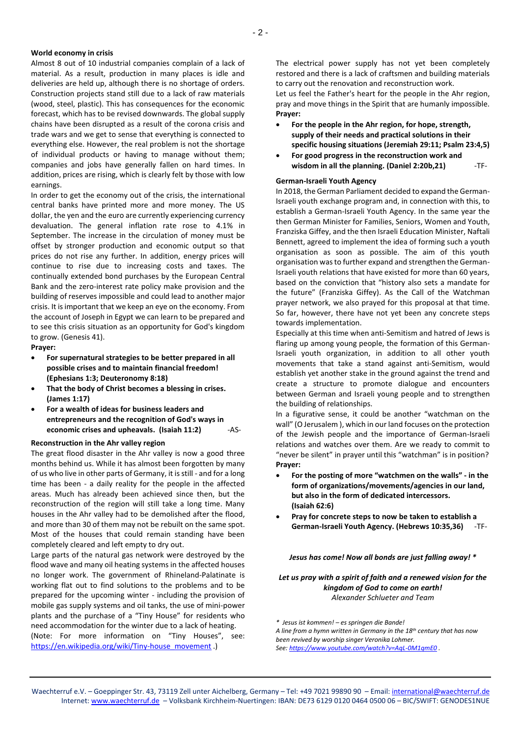### World economy in crisis

Almost 8 out of 10 industrial companies complain of a lack of material. As a result, production in many places is idle and deliveries are held up, although there is no shortage of orders. Construction projects stand still due to a lack of raw materials (wood, steel, plastic). This has consequences for the economic forecast, which has to be revised downwards. The global supply chains have been disrupted as a result of the corona crisis and trade wars and we get to sense that everything is connected to everything else. However, the real problem is not the shortage of individual products or having to manage without them; companies and jobs have generally fallen on hard times. In addition, prices are rising, which is clearly felt by those with low earnings.

In order to get the economy out of the crisis, the international central banks have printed more and more money. The US dollar, the yen and the euro are currently experiencing currency devaluation. The general inflation rate rose to 4.1% in September. The increase in the circulation of money must be offset by stronger production and economic output so that prices do not rise any further. In addition, energy prices will continue to rise due to increasing costs and taxes. The continually extended bond purchases by the European Central Bank and the zero-interest rate policy make provision and the building of reserves impossible and could lead to another major crisis. It is important that we keep an eye on the economy. From the account of Joseph in Egypt we can learn to be prepared and to see this crisis situation as an opportunity for God's kingdom to grow. (Genesis 41).

**Prayer:**

- **For supernatural strategies to be better prepared in all possible crises and to maintain financial freedom! (Ephesians 1:3; Deuteronomy 8:18)**
- **That the body of Christ becomes a blessing in crises. (James 1:17)**
- **For a wealth of ideas for business leaders and entrepreneurs and the recognition of God's ways in economic crises and upheavals. (Isaiah 11:2)** -AS-

### Reconstruction in the Ahr valley region

The great flood disaster in the Ahr valley is now a good three months behind us. While it has almost been forgotten by many of us who live in other parts of Germany, it is still - and for a long time has been - a daily reality for the people in the affected areas. Much has already been achieved since then, but the reconstruction of the region will still take a long time. Many houses in the Ahr valley had to be demolished after the flood, and more than 30 of them may not be rebuilt on the same spot. Most of the houses that could remain standing have been completely cleared and left empty to dry out.

Large parts of the natural gas network were destroyed by the flood wave and many oil heating systems in the affected houses no longer work. The government of Rhineland-Palatinate is working flat out to find solutions to the problems and to be prepared for the upcoming winter - including the provision of mobile gas supply systems and oil tanks, the use of mini-power plants and the purchase of a "Tiny House" for residents who need accommodation for the winter due to a lack of heating.

(Note: For more information on "Tiny Houses", see: https://en.wikipedia.org/wiki/Tiny-house_movement .)

The electrical power supply has not yet been completely restored and there is a lack of craftsmen and building materials to carry out the renovation and reconstruction work.

Let us feel the Father's heart for the people in the Ahr region, pray and move things in the Spirit that are humanly impossible.

**Prayer:**

- **For the people in the Ahr region, for hope, strength, supply of their needs and practical solutions in their specific housing situations (Jeremiah 29:11; Psalm 23:4,5)**
- **For good progress in the reconstruction work and wisdom in all the planning. (Daniel 2:20b,21)** -TF-

### German-Israeli Youth Agency

In 2018, the German Parliament decided to expand the German-Israeli youth exchange program and, in connection with this, to establish a German-Israeli Youth Agency. In the same year the then German Minister for Families, Seniors, Women and Youth, Franziska Giffey, and the then Israeli Education Minister, Naftali Bennett, agreed to implement the idea of forming such a youth organisation as soon as possible. The aim of this youth organisation was to further expand and strengthen the German-Israeli youth relations that have existed for more than 60 years, based on the conviction that "history also sets a mandate for the future" (Franziska Giffey). As the Call of the Watchman prayer network, we also prayed for this proposal at that time. So far, however, there have not yet been any concrete steps towards implementation.

Especially at this time when anti-Semitism and hatred of Jews is flaring up among young people, the formation of this German-Israeli youth organization, in addition to all other youth movements that take a stand against anti-Semitism, would establish yet another stake in the ground against the trend and create a structure to promote dialogue and encounters between German and Israeli young people and to strengthen the building of relationships.

In a figurative sense, it could be another "watchman on the wall" (O Jerusalem ), which in our land focuses on the protection of the Jewish people and the importance of German-Israeli relations and watches over them. Are we ready to commit to "never be silent" in prayer until this "watchman" is in position?

**Prayer:**

- **For the posting of more "watchmen on the walls" - in the form of organizations/movements/agencies in our land, but also in the form of dedicated intercessors. (Isaiah 62:6)**
- **Pray for concrete steps to now be taken to establish a German-Israeli Youth Agency. (Hebrews 10:35,36)** -TF-

***Jesus has come! Now all bonds are just falling away! \****

***Let us pray with a spirit of faith and a renewed vision for the kingdom of God to come on earth!***

*Alexander Schlueter and Team*

*\* Jesus ist kommen! – es springen die Bande!*
*A line from a hymn written in Germany in the 18th century that has now been revived by worship singer Veronika Lohmer.*
*See: https://www.youtube.com/watch?v=AqL-0M1qmE0 .*

Waechterruf e.V. – Goeppinger Str. 43, 73119 Zell unter Aichelberg, Germany – Tel: +49 7021 99890 90 – Email: international@waechterruf.de
Internet: www.waechterruf.de – Volksbank Kirchheim-Nuertingen: IBAN: DE73 6129 0120 0464 0500 06 – BIC/SWIFT: GENODES1NUE